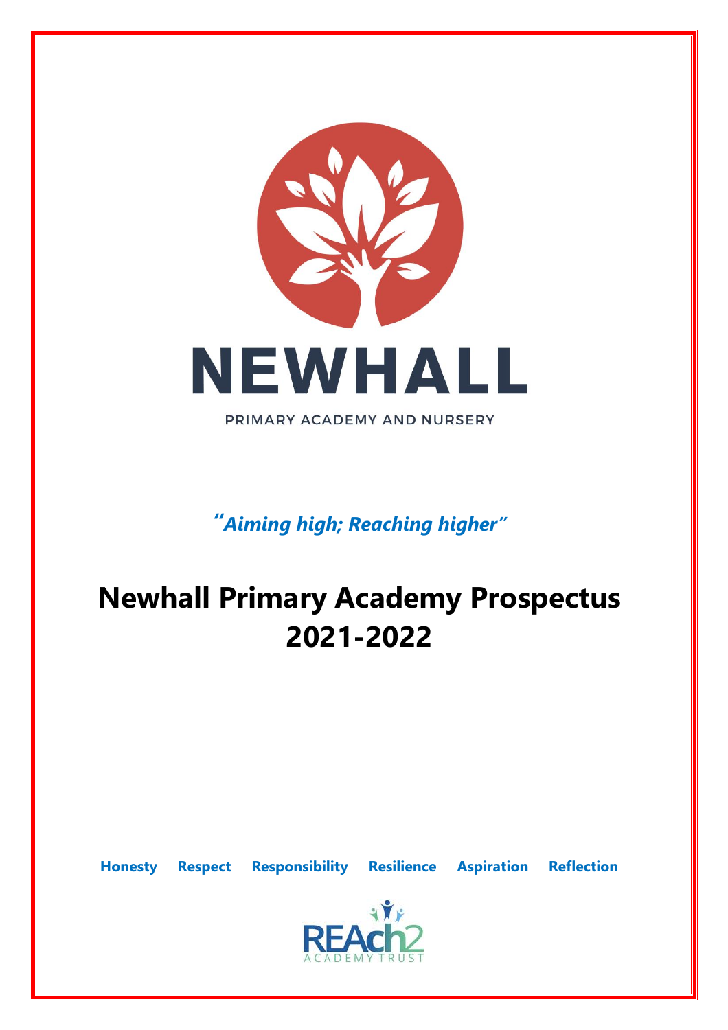NEWHALL

PRIMARY ACADEMY AND NURSERY

*"Aiming high; Reaching higher"*

# Newhall Primary Academy Prospectus 2021-2022

**Honesty Respect Responsibility Resilience Aspiration Reflection**

REAch2 ACADEMY TRUST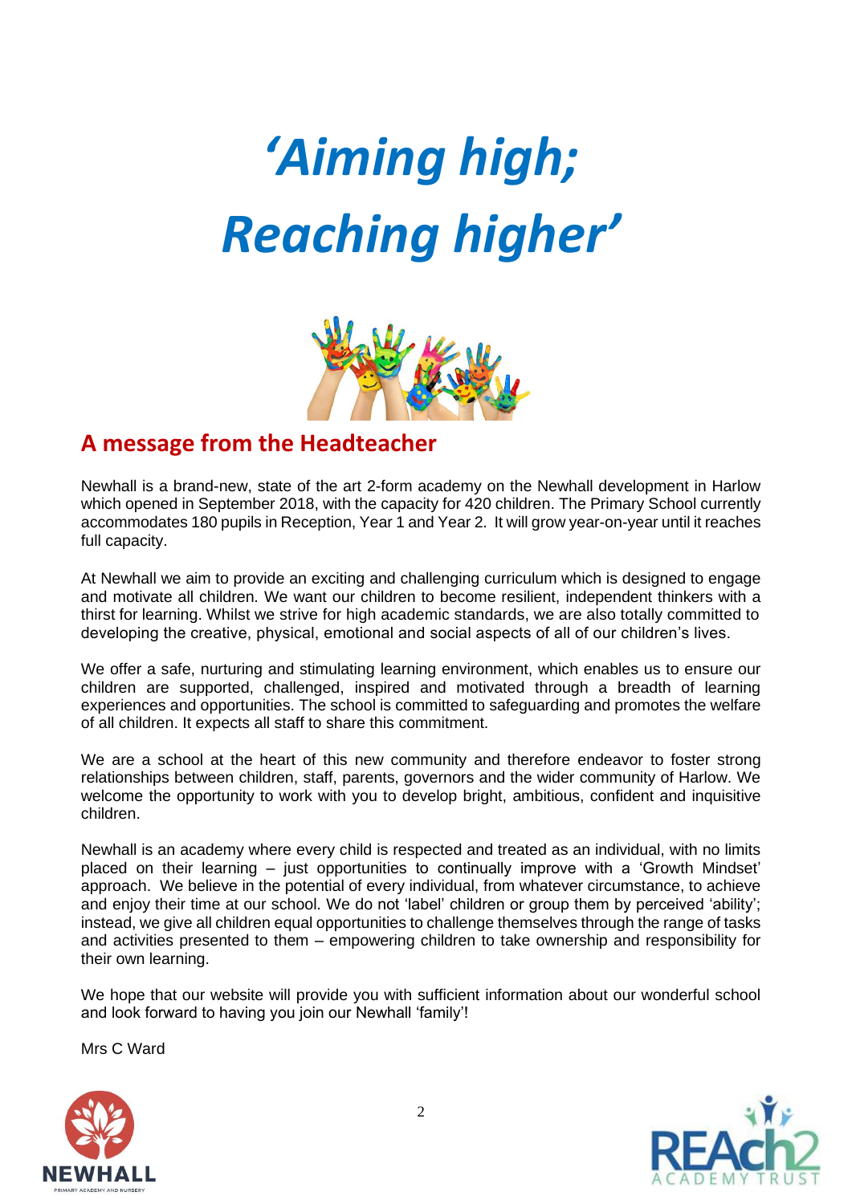# *'Aiming high; Reaching higher'*

## A message from the Headteacher

Newhall is a brand-new, state of the art 2-form academy on the Newhall development in Harlow which opened in September 2018, with the capacity for 420 children. The Primary School currently accommodates 180 pupils in Reception, Year 1 and Year 2. It will grow year-on-year until it reaches full capacity.

At Newhall we aim to provide an exciting and challenging curriculum which is designed to engage and motivate all children. We want our children to become resilient, independent thinkers with a thirst for learning. Whilst we strive for high academic standards, we are also totally committed to developing the creative, physical, emotional and social aspects of all of our children's lives.

We offer a safe, nurturing and stimulating learning environment, which enables us to ensure our children are supported, challenged, inspired and motivated through a breadth of learning experiences and opportunities. The school is committed to safeguarding and promotes the welfare of all children. It expects all staff to share this commitment.

We are a school at the heart of this new community and therefore endeavor to foster strong relationships between children, staff, parents, governors and the wider community of Harlow. We welcome the opportunity to work with you to develop bright, ambitious, confident and inquisitive children.

Newhall is an academy where every child is respected and treated as an individual, with no limits placed on their learning – just opportunities to continually improve with a 'Growth Mindset' approach. We believe in the potential of every individual, from whatever circumstance, to achieve and enjoy their time at our school. We do not 'label' children or group them by perceived 'ability'; instead, we give all children equal opportunities to challenge themselves through the range of tasks and activities presented to them – empowering children to take ownership and responsibility for their own learning.

We hope that our website will provide you with sufficient information about our wonderful school and look forward to having you join our Newhall 'family'!

Mrs C Ward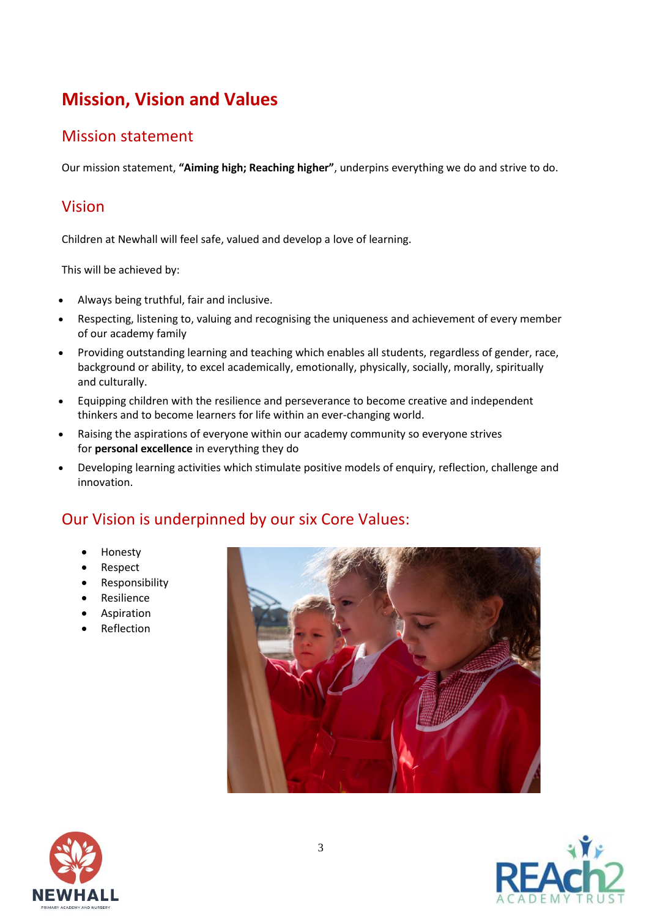# Mission, Vision and Values

## Mission statement

Our mission statement, **"Aiming high; Reaching higher"**, underpins everything we do and strive to do.

## Vision

Children at Newhall will feel safe, valued and develop a love of learning.

This will be achieved by:

- Always being truthful, fair and inclusive.
- Respecting, listening to, valuing and recognising the uniqueness and achievement of every member of our academy family
- Providing outstanding learning and teaching which enables all students, regardless of gender, race, background or ability, to excel academically, emotionally, physically, socially, morally, spiritually and culturally.
- Equipping children with the resilience and perseverance to become creative and independent thinkers and to become learners for life within an ever-changing world.
- Raising the aspirations of everyone within our academy community so everyone strives for **personal excellence** in everything they do
- Developing learning activities which stimulate positive models of enquiry, reflection, challenge and innovation.

## Our Vision is underpinned by our six Core Values:

- Honesty
- Respect
- Responsibility
- Resilience
- Aspiration
- Reflection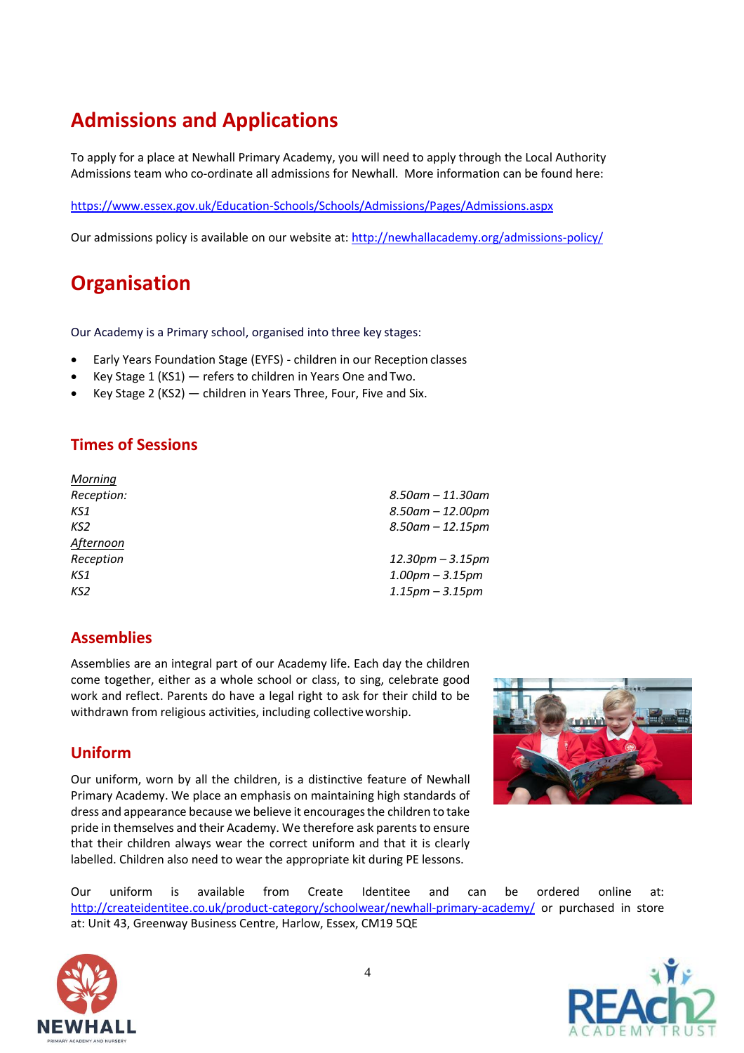# Admissions and Applications

To apply for a place at Newhall Primary Academy, you will need to apply through the Local Authority Admissions team who co-ordinate all admissions for Newhall. More information can be found here:

https://www.essex.gov.uk/Education-Schools/Schools/Admissions/Pages/Admissions.aspx

Our admissions policy is available on our website at: http://newhallacademy.org/admissions-policy/

# Organisation

Our Academy is a Primary school, organised into three key stages:

- Early Years Foundation Stage (EYFS) - children in our Reception classes
- Key Stage 1 (KS1) — refers to children in Years One and Two.
- Key Stage 2 (KS2) — children in Years Three, Four, Five and Six.

## Times of Sessions

| | |
|---|---|
| *Morning* | |
| *Reception:* | *8.50am – 11.30am* |
| *KS1* | *8.50am – 12.00pm* |
| *KS2* | *8.50am – 12.15pm* |
| *Afternoon* | |
| *Reception* | *12.30pm – 3.15pm* |
| *KS1* | *1.00pm – 3.15pm* |
| *KS2* | *1.15pm – 3.15pm* |

## Assemblies

Assemblies are an integral part of our Academy life. Each day the children come together, either as a whole school or class, to sing, celebrate good work and reflect. Parents do have a legal right to ask for their child to be withdrawn from religious activities, including collective worship.

## Uniform

Our uniform, worn by all the children, is a distinctive feature of Newhall Primary Academy. We place an emphasis on maintaining high standards of dress and appearance because we believe it encourages the children to take pride in themselves and their Academy. We therefore ask parents to ensure that their children always wear the correct uniform and that it is clearly labelled. Children also need to wear the appropriate kit during PE lessons.

Our uniform is available from Create Identitee and can be ordered online at: http://createidentitee.co.uk/product-category/schoolwear/newhall-primary-academy/ or purchased in store at: Unit 43, Greenway Business Centre, Harlow, Essex, CM19 5QE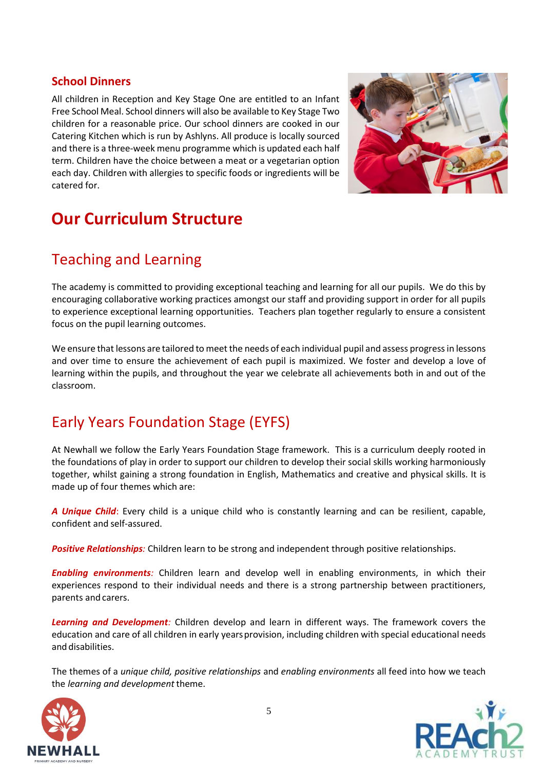### School Dinners

All children in Reception and Key Stage One are entitled to an Infant Free School Meal. School dinners will also be available to Key Stage Two children for a reasonable price. Our school dinners are cooked in our Catering Kitchen which is run by Ashlyns. All produce is locally sourced and there is a three-week menu programme which is updated each half term. Children have the choice between a meat or a vegetarian option each day. Children with allergies to specific foods or ingredients will be catered for.

# Our Curriculum Structure

## Teaching and Learning

The academy is committed to providing exceptional teaching and learning for all our pupils. We do this by encouraging collaborative working practices amongst our staff and providing support in order for all pupils to experience exceptional learning opportunities. Teachers plan together regularly to ensure a consistent focus on the pupil learning outcomes.

We ensure that lessons are tailored to meet the needs of each individual pupil and assess progress in lessons and over time to ensure the achievement of each pupil is maximized. We foster and develop a love of learning within the pupils, and throughout the year we celebrate all achievements both in and out of the classroom.

## Early Years Foundation Stage (EYFS)

At Newhall we follow the Early Years Foundation Stage framework. This is a curriculum deeply rooted in the foundations of play in order to support our children to develop their social skills working harmoniously together, whilst gaining a strong foundation in English, Mathematics and creative and physical skills. It is made up of four themes which are:

***A Unique Child***: Every child is a unique child who is constantly learning and can be resilient, capable, confident and self-assured.

***Positive Relationships:*** Children learn to be strong and independent through positive relationships.

***Enabling environments:*** Children learn and develop well in enabling environments, in which their experiences respond to their individual needs and there is a strong partnership between practitioners, parents and carers.

***Learning and Development:*** Children develop and learn in different ways. The framework covers the education and care of all children in early years provision, including children with special educational needs and disabilities.

The themes of a *unique child, positive relationships* and *enabling environments* all feed into how we teach the *learning and development* theme.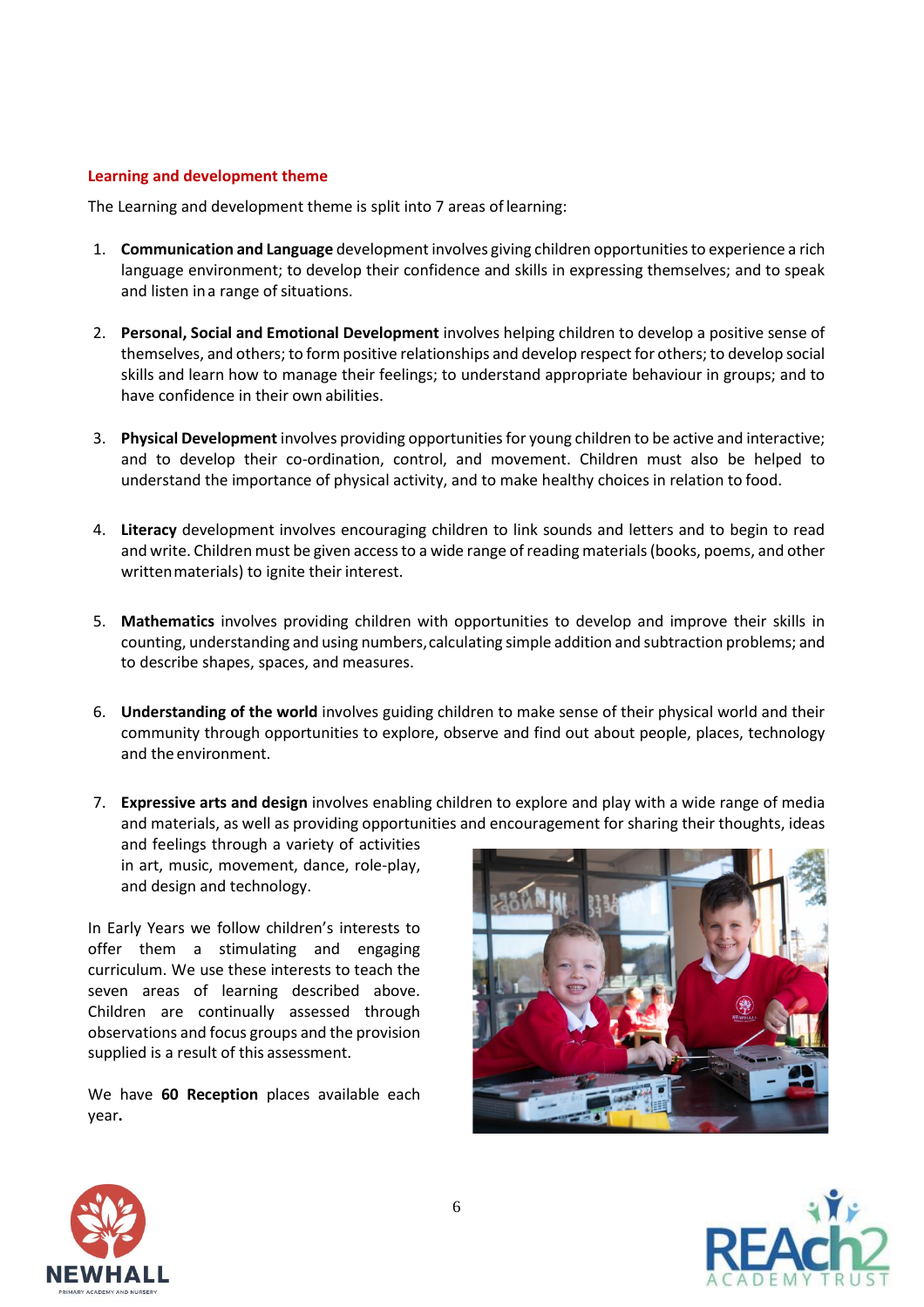## Learning and development theme

The Learning and development theme is split into 7 areas of learning:

1. **Communication and Language** development involves giving children opportunities to experience a rich language environment; to develop their confidence and skills in expressing themselves; and to speak and listen in a range of situations.

2. **Personal, Social and Emotional Development** involves helping children to develop a positive sense of themselves, and others; to form positive relationships and develop respect for others; to develop social skills and learn how to manage their feelings; to understand appropriate behaviour in groups; and to have confidence in their own abilities.

3. **Physical Development** involves providing opportunities for young children to be active and interactive; and to develop their co-ordination, control, and movement. Children must also be helped to understand the importance of physical activity, and to make healthy choices in relation to food.

4. **Literacy** development involves encouraging children to link sounds and letters and to begin to read and write. Children must be given access to a wide range of reading materials (books, poems, and other written materials) to ignite their interest.

5. **Mathematics** involves providing children with opportunities to develop and improve their skills in counting, understanding and using numbers, calculating simple addition and subtraction problems; and to describe shapes, spaces, and measures.

6. **Understanding of the world** involves guiding children to make sense of their physical world and their community through opportunities to explore, observe and find out about people, places, technology and the environment.

7. **Expressive arts and design** involves enabling children to explore and play with a wide range of media and materials, as well as providing opportunities and encouragement for sharing their thoughts, ideas and feelings through a variety of activities in art, music, movement, dance, role-play, and design and technology.

In Early Years we follow children's interests to offer them a stimulating and engaging curriculum. We use these interests to teach the seven areas of learning described above. Children are continually assessed through observations and focus groups and the provision supplied is a result of this assessment.

We have **60 Reception** places available each year**.**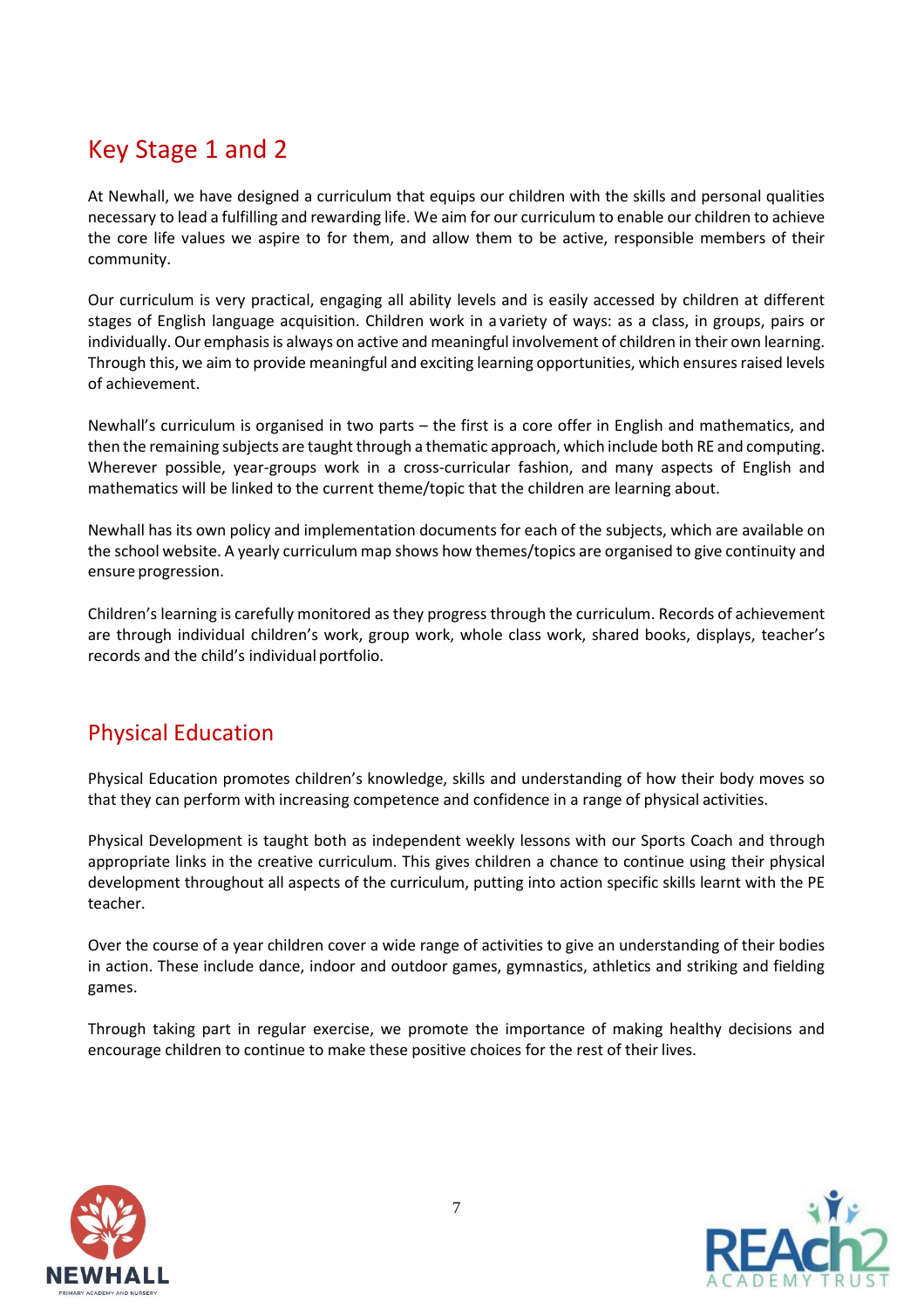## Key Stage 1 and 2

At Newhall, we have designed a curriculum that equips our children with the skills and personal qualities necessary to lead a fulfilling and rewarding life. We aim for our curriculum to enable our children to achieve the core life values we aspire to for them, and allow them to be active, responsible members of their community.

Our curriculum is very practical, engaging all ability levels and is easily accessed by children at different stages of English language acquisition. Children work in a variety of ways: as a class, in groups, pairs or individually. Our emphasis is always on active and meaningful involvement of children in their own learning. Through this, we aim to provide meaningful and exciting learning opportunities, which ensures raised levels of achievement.

Newhall's curriculum is organised in two parts – the first is a core offer in English and mathematics, and then the remaining subjects are taught through a thematic approach, which include both RE and computing. Wherever possible, year-groups work in a cross-curricular fashion, and many aspects of English and mathematics will be linked to the current theme/topic that the children are learning about.

Newhall has its own policy and implementation documents for each of the subjects, which are available on the school website. A yearly curriculum map shows how themes/topics are organised to give continuity and ensure progression.

Children's learning is carefully monitored as they progress through the curriculum. Records of achievement are through individual children's work, group work, whole class work, shared books, displays, teacher's records and the child's individual portfolio.

## Physical Education

Physical Education promotes children's knowledge, skills and understanding of how their body moves so that they can perform with increasing competence and confidence in a range of physical activities.

Physical Development is taught both as independent weekly lessons with our Sports Coach and through appropriate links in the creative curriculum. This gives children a chance to continue using their physical development throughout all aspects of the curriculum, putting into action specific skills learnt with the PE teacher.

Over the course of a year children cover a wide range of activities to give an understanding of their bodies in action. These include dance, indoor and outdoor games, gymnastics, athletics and striking and fielding games.

Through taking part in regular exercise, we promote the importance of making healthy decisions and encourage children to continue to make these positive choices for the rest of their lives.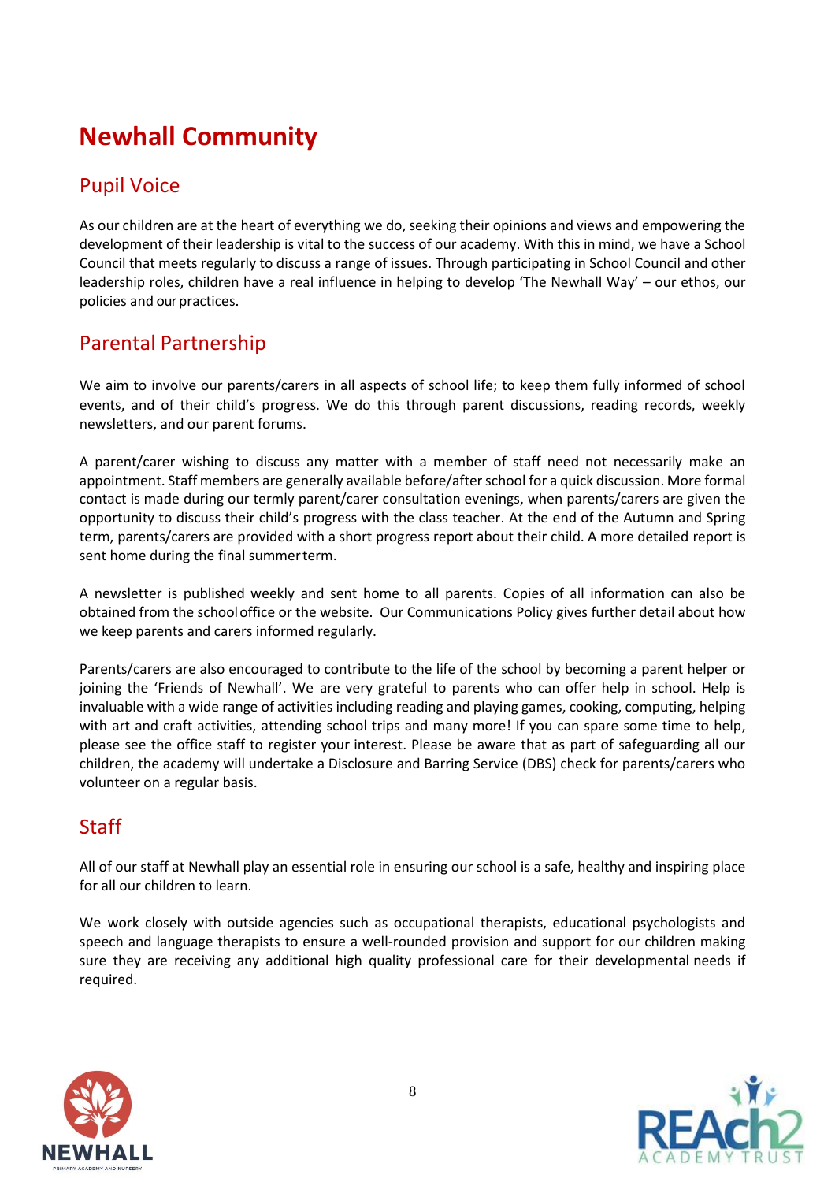# Newhall Community

## Pupil Voice

As our children are at the heart of everything we do, seeking their opinions and views and empowering the development of their leadership is vital to the success of our academy. With this in mind, we have a School Council that meets regularly to discuss a range of issues. Through participating in School Council and other leadership roles, children have a real influence in helping to develop 'The Newhall Way' – our ethos, our policies and our practices.

## Parental Partnership

We aim to involve our parents/carers in all aspects of school life; to keep them fully informed of school events, and of their child's progress. We do this through parent discussions, reading records, weekly newsletters, and our parent forums.

A parent/carer wishing to discuss any matter with a member of staff need not necessarily make an appointment. Staff members are generally available before/after school for a quick discussion. More formal contact is made during our termly parent/carer consultation evenings, when parents/carers are given the opportunity to discuss their child's progress with the class teacher. At the end of the Autumn and Spring term, parents/carers are provided with a short progress report about their child. A more detailed report is sent home during the final summer term.

A newsletter is published weekly and sent home to all parents. Copies of all information can also be obtained from the school office or the website. Our Communications Policy gives further detail about how we keep parents and carers informed regularly.

Parents/carers are also encouraged to contribute to the life of the school by becoming a parent helper or joining the 'Friends of Newhall'. We are very grateful to parents who can offer help in school. Help is invaluable with a wide range of activities including reading and playing games, cooking, computing, helping with art and craft activities, attending school trips and many more! If you can spare some time to help, please see the office staff to register your interest. Please be aware that as part of safeguarding all our children, the academy will undertake a Disclosure and Barring Service (DBS) check for parents/carers who volunteer on a regular basis.

## Staff

All of our staff at Newhall play an essential role in ensuring our school is a safe, healthy and inspiring place for all our children to learn.

We work closely with outside agencies such as occupational therapists, educational psychologists and speech and language therapists to ensure a well-rounded provision and support for our children making sure they are receiving any additional high quality professional care for their developmental needs if required.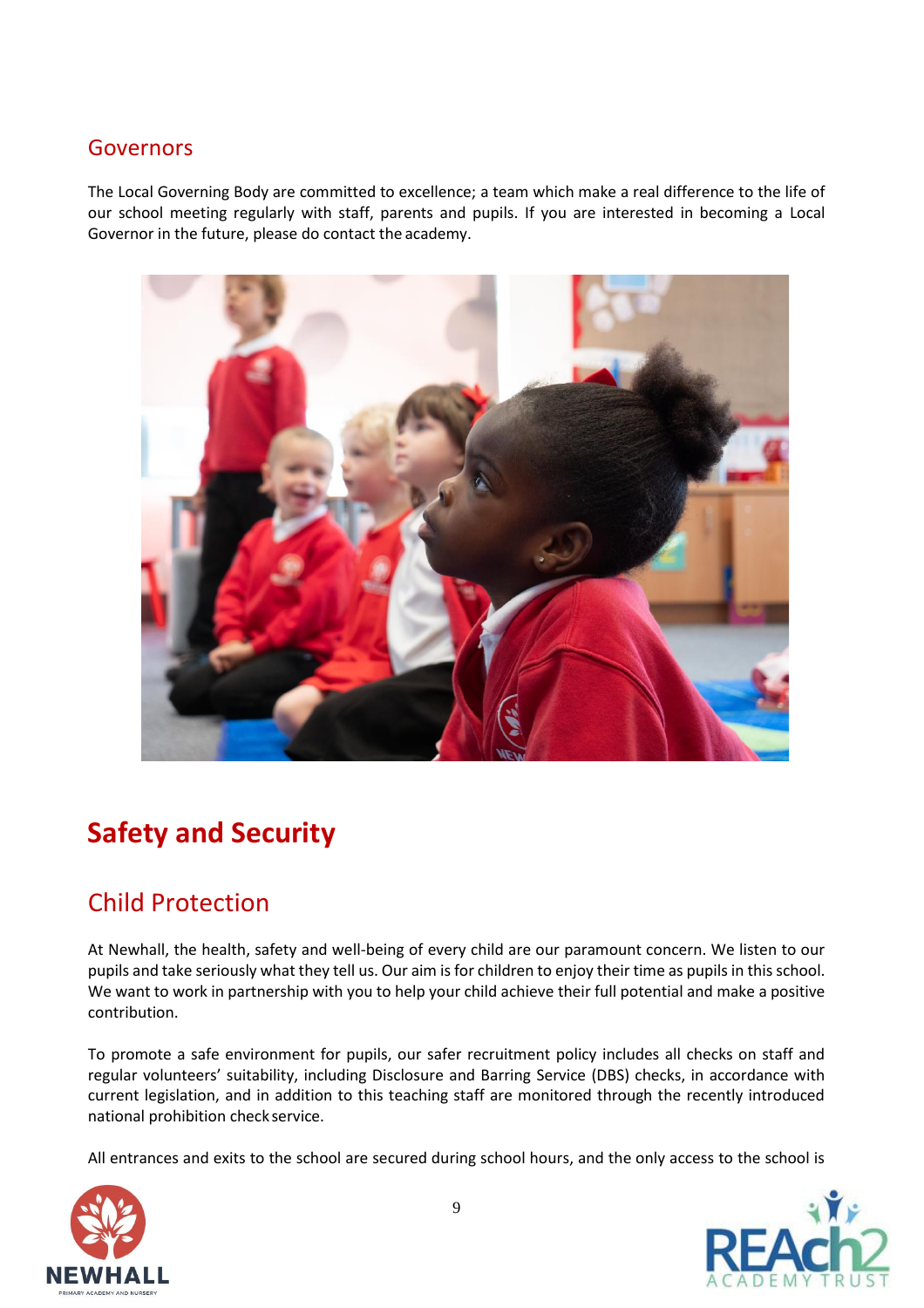## Governors

The Local Governing Body are committed to excellence; a team which make a real difference to the life of our school meeting regularly with staff, parents and pupils. If you are interested in becoming a Local Governor in the future, please do contact the academy.

# Safety and Security

## Child Protection

At Newhall, the health, safety and well-being of every child are our paramount concern. We listen to our pupils and take seriously what they tell us. Our aim is for children to enjoy their time as pupils in this school. We want to work in partnership with you to help your child achieve their full potential and make a positive contribution.

To promote a safe environment for pupils, our safer recruitment policy includes all checks on staff and regular volunteers' suitability, including Disclosure and Barring Service (DBS) checks, in accordance with current legislation, and in addition to this teaching staff are monitored through the recently introduced national prohibition check service.

All entrances and exits to the school are secured during school hours, and the only access to the school is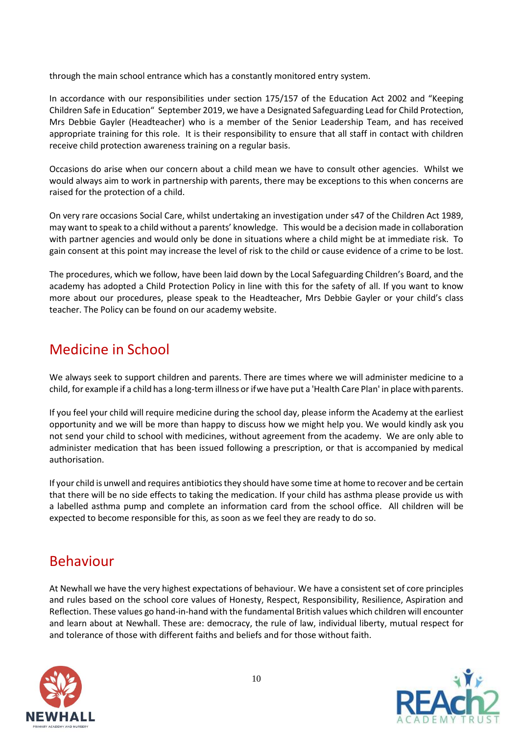through the main school entrance which has a constantly monitored entry system.

In accordance with our responsibilities under section 175/157 of the Education Act 2002 and "Keeping Children Safe in Education" September 2019, we have a Designated Safeguarding Lead for Child Protection, Mrs Debbie Gayler (Headteacher) who is a member of the Senior Leadership Team, and has received appropriate training for this role. It is their responsibility to ensure that all staff in contact with children receive child protection awareness training on a regular basis.

Occasions do arise when our concern about a child mean we have to consult other agencies. Whilst we would always aim to work in partnership with parents, there may be exceptions to this when concerns are raised for the protection of a child.

On very rare occasions Social Care, whilst undertaking an investigation under s47 of the Children Act 1989, may want to speak to a child without a parents' knowledge. This would be a decision made in collaboration with partner agencies and would only be done in situations where a child might be at immediate risk. To gain consent at this point may increase the level of risk to the child or cause evidence of a crime to be lost.

The procedures, which we follow, have been laid down by the Local Safeguarding Children's Board, and the academy has adopted a Child Protection Policy in line with this for the safety of all. If you want to know more about our procedures, please speak to the Headteacher, Mrs Debbie Gayler or your child's class teacher. The Policy can be found on our academy website.

## Medicine in School

We always seek to support children and parents. There are times where we will administer medicine to a child, for example if a child has a long-term illness or if we have put a 'Health Care Plan' in place with parents.

If you feel your child will require medicine during the school day, please inform the Academy at the earliest opportunity and we will be more than happy to discuss how we might help you. We would kindly ask you not send your child to school with medicines, without agreement from the academy. We are only able to administer medication that has been issued following a prescription, or that is accompanied by medical authorisation.

If your child is unwell and requires antibiotics they should have some time at home to recover and be certain that there will be no side effects to taking the medication. If your child has asthma please provide us with a labelled asthma pump and complete an information card from the school office. All children will be expected to become responsible for this, as soon as we feel they are ready to do so.

## Behaviour

At Newhall we have the very highest expectations of behaviour. We have a consistent set of core principles and rules based on the school core values of Honesty, Respect, Responsibility, Resilience, Aspiration and Reflection. These values go hand-in-hand with the fundamental British values which children will encounter and learn about at Newhall. These are: democracy, the rule of law, individual liberty, mutual respect for and tolerance of those with different faiths and beliefs and for those without faith.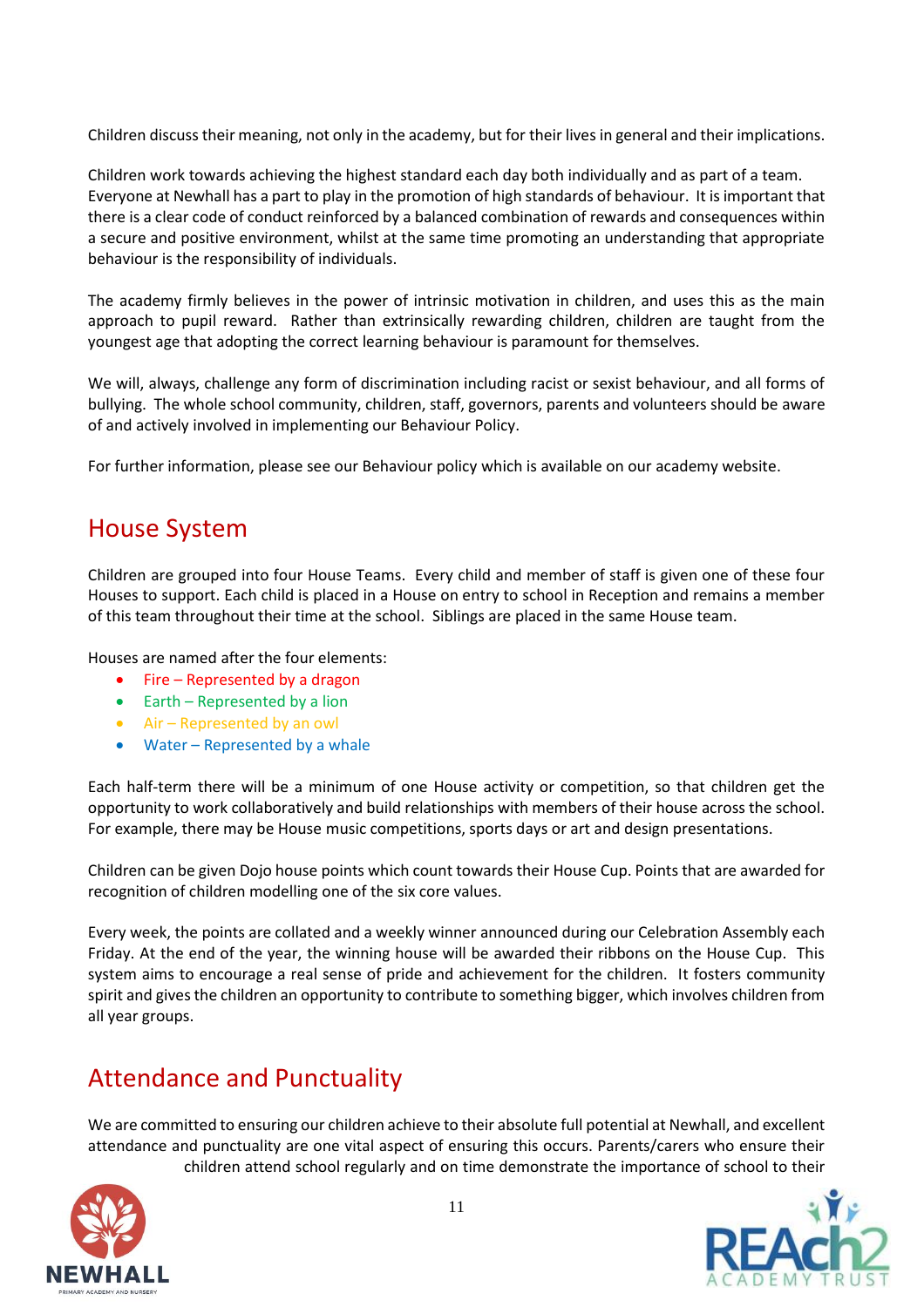Children discuss their meaning, not only in the academy, but for their lives in general and their implications.

Children work towards achieving the highest standard each day both individually and as part of a team. Everyone at Newhall has a part to play in the promotion of high standards of behaviour. It is important that there is a clear code of conduct reinforced by a balanced combination of rewards and consequences within a secure and positive environment, whilst at the same time promoting an understanding that appropriate behaviour is the responsibility of individuals.

The academy firmly believes in the power of intrinsic motivation in children, and uses this as the main approach to pupil reward. Rather than extrinsically rewarding children, children are taught from the youngest age that adopting the correct learning behaviour is paramount for themselves.

We will, always, challenge any form of discrimination including racist or sexist behaviour, and all forms of bullying. The whole school community, children, staff, governors, parents and volunteers should be aware of and actively involved in implementing our Behaviour Policy.

For further information, please see our Behaviour policy which is available on our academy website.

## House System

Children are grouped into four House Teams. Every child and member of staff is given one of these four Houses to support. Each child is placed in a House on entry to school in Reception and remains a member of this team throughout their time at the school. Siblings are placed in the same House team.

Houses are named after the four elements:

- Fire – Represented by a dragon
- Earth – Represented by a lion
- Air – Represented by an owl
- Water – Represented by a whale

Each half-term there will be a minimum of one House activity or competition, so that children get the opportunity to work collaboratively and build relationships with members of their house across the school. For example, there may be House music competitions, sports days or art and design presentations.

Children can be given Dojo house points which count towards their House Cup. Points that are awarded for recognition of children modelling one of the six core values.

Every week, the points are collated and a weekly winner announced during our Celebration Assembly each Friday. At the end of the year, the winning house will be awarded their ribbons on the House Cup. This system aims to encourage a real sense of pride and achievement for the children. It fosters community spirit and gives the children an opportunity to contribute to something bigger, which involves children from all year groups.

## Attendance and Punctuality

We are committed to ensuring our children achieve to their absolute full potential at Newhall, and excellent attendance and punctuality are one vital aspect of ensuring this occurs. Parents/carers who ensure their children attend school regularly and on time demonstrate the importance of school to their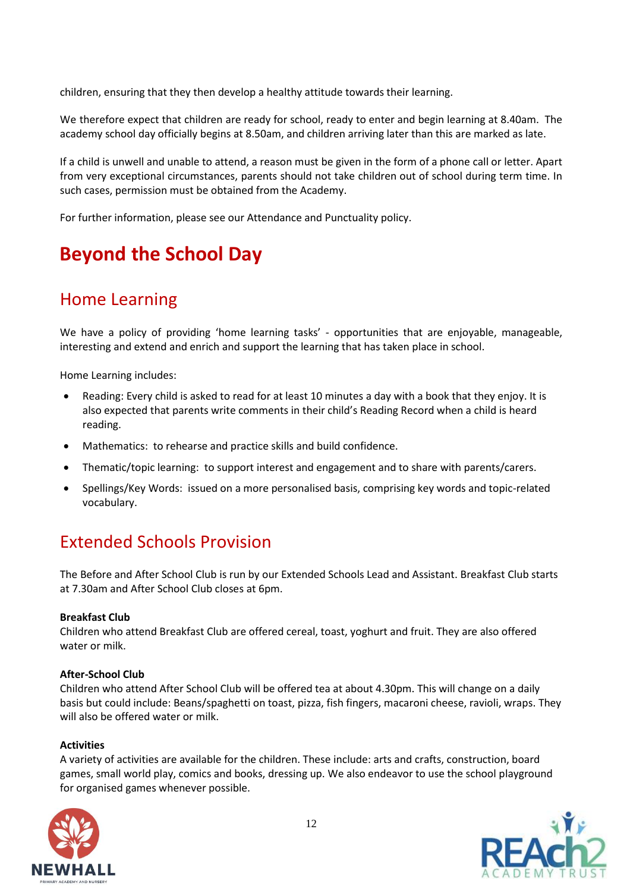children, ensuring that they then develop a healthy attitude towards their learning.

We therefore expect that children are ready for school, ready to enter and begin learning at 8.40am. The academy school day officially begins at 8.50am, and children arriving later than this are marked as late.

If a child is unwell and unable to attend, a reason must be given in the form of a phone call or letter. Apart from very exceptional circumstances, parents should not take children out of school during term time. In such cases, permission must be obtained from the Academy.

For further information, please see our Attendance and Punctuality policy.

# Beyond the School Day

## Home Learning

We have a policy of providing 'home learning tasks' - opportunities that are enjoyable, manageable, interesting and extend and enrich and support the learning that has taken place in school.

Home Learning includes:

- Reading: Every child is asked to read for at least 10 minutes a day with a book that they enjoy. It is also expected that parents write comments in their child's Reading Record when a child is heard reading.
- Mathematics: to rehearse and practice skills and build confidence.
- Thematic/topic learning: to support interest and engagement and to share with parents/carers.
- Spellings/Key Words: issued on a more personalised basis, comprising key words and topic-related vocabulary.

## Extended Schools Provision

The Before and After School Club is run by our Extended Schools Lead and Assistant. Breakfast Club starts at 7.30am and After School Club closes at 6pm.

**Breakfast Club**
Children who attend Breakfast Club are offered cereal, toast, yoghurt and fruit. They are also offered water or milk.

**After-School Club**
Children who attend After School Club will be offered tea at about 4.30pm. This will change on a daily basis but could include: Beans/spaghetti on toast, pizza, fish fingers, macaroni cheese, ravioli, wraps. They will also be offered water or milk.

**Activities**
A variety of activities are available for the children. These include: arts and crafts, construction, board games, small world play, comics and books, dressing up. We also endeavor to use the school playground for organised games whenever possible.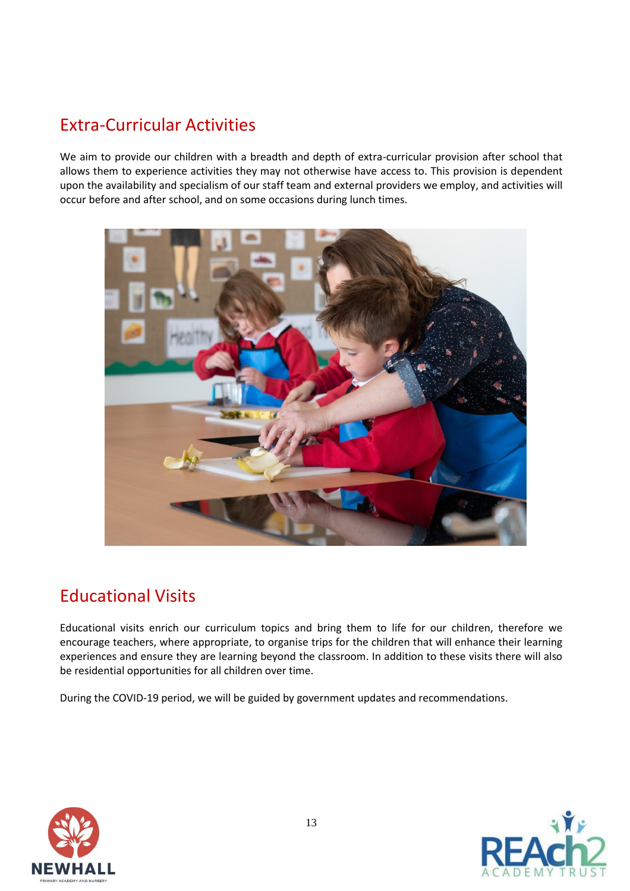## Extra-Curricular Activities

We aim to provide our children with a breadth and depth of extra-curricular provision after school that allows them to experience activities they may not otherwise have access to. This provision is dependent upon the availability and specialism of our staff team and external providers we employ, and activities will occur before and after school, and on some occasions during lunch times.

## Educational Visits

Educational visits enrich our curriculum topics and bring them to life for our children, therefore we encourage teachers, where appropriate, to organise trips for the children that will enhance their learning experiences and ensure they are learning beyond the classroom. In addition to these visits there will also be residential opportunities for all children over time.

During the COVID-19 period, we will be guided by government updates and recommendations.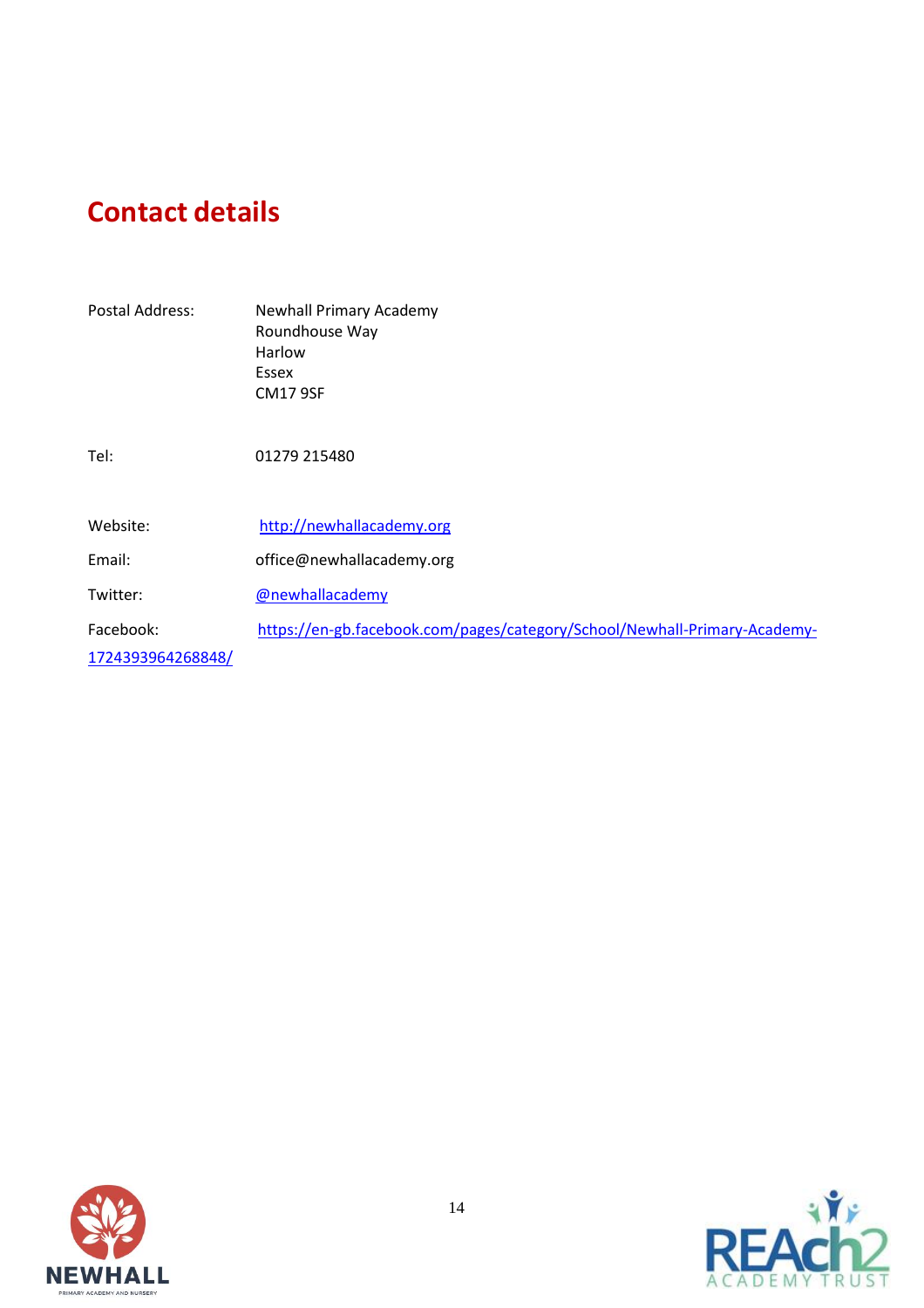## Contact details

Postal Address: Newhall Primary Academy
Roundhouse Way
Harlow
Essex
CM17 9SF

Tel: 01279 215480

Website: http://newhallacademy.org

Email: office@newhallacademy.org

Twitter: @newhallacademy

Facebook: https://en-gb.facebook.com/pages/category/School/Newhall-Primary-Academy-1724393964268848/